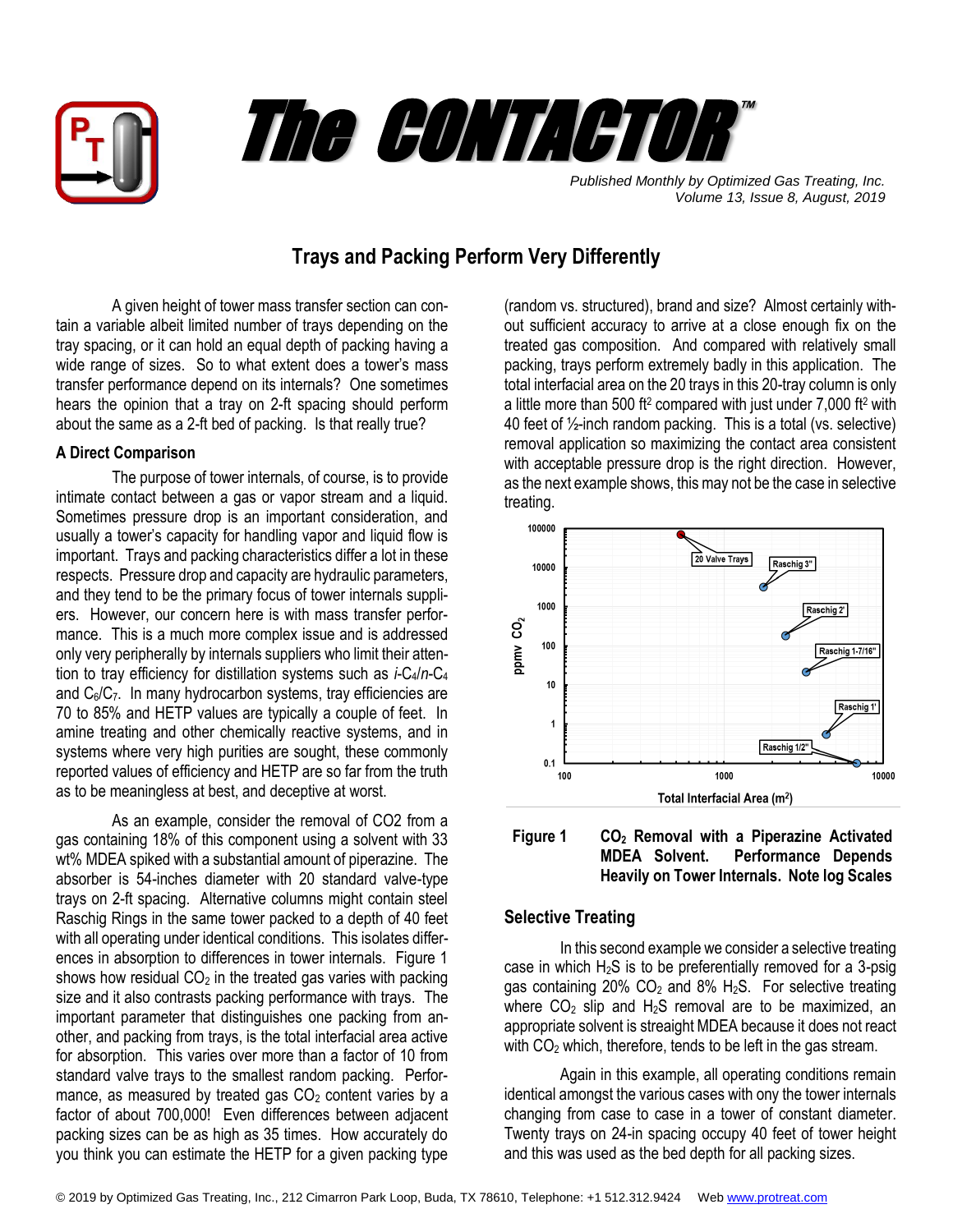# The CONTACTOR™

*Published Monthly by Optimized Gas Treating, Inc.*
*Volume 13, Issue 8, August, 2019*

## Trays and Packing Perform Very Differently

A given height of tower mass transfer section can contain a variable albeit limited number of trays depending on the tray spacing, or it can hold an equal depth of packing having a wide range of sizes. So to what extent does a tower's mass transfer performance depend on its internals? One sometimes hears the opinion that a tray on 2-ft spacing should perform about the same as a 2-ft bed of packing. Is that really true?

### A Direct Comparison

The purpose of tower internals, of course, is to provide intimate contact between a gas or vapor stream and a liquid. Sometimes pressure drop is an important consideration, and usually a tower's capacity for handling vapor and liquid flow is important. Trays and packing characteristics differ a lot in these respects. Pressure drop and capacity are hydraulic parameters, and they tend to be the primary focus of tower internals suppliers. However, our concern here is with mass transfer performance. This is a much more complex issue and is addressed only very peripherally by internals suppliers who limit their attention to tray efficiency for distillation systems such as *i*-$C_4$/*n*-$C_4$ and $C_6$/$C_7$. In many hydrocarbon systems, tray efficiencies are 70 to 85% and HETP values are typically a couple of feet. In amine treating and other chemically reactive systems, and in systems where very high purities are sought, these commonly reported values of efficiency and HETP are so far from the truth as to be meaningless at best, and deceptive at worst.

As an example, consider the removal of CO2 from a gas containing 18% of this component using a solvent with 33 wt% MDEA spiked with a substantial amount of piperazine. The absorber is 54-inches diameter with 20 standard valve-type trays on 2-ft spacing. Alternative columns might contain steel Raschig Rings in the same tower packed to a depth of 40 feet with all operating under identical conditions. This isolates differences in absorption to differences in tower internals. Figure 1 shows how residual $CO_2$ in the treated gas varies with packing size and it also contrasts packing performance with trays. The important parameter that distinguishes one packing from another, and packing from trays, is the total interfacial area active for absorption. This varies over more than a factor of 10 from standard valve trays to the smallest random packing. Performance, as measured by treated gas $CO_2$ content varies by a factor of about 700,000! Even differences between adjacent packing sizes can be as high as 35 times. How accurately do you think you can estimate the HETP for a given packing type (random vs. structured), brand and size? Almost certainly without sufficient accuracy to arrive at a close enough fix on the treated gas composition. And compared with relatively small packing, trays perform extremely badly in this application. The total interfacial area on the 20 trays in this 20-tray column is only a little more than 500 ft² compared with just under 7,000 ft² with 40 feet of ½-inch random packing. This is a total (vs. selective) removal application so maximizing the contact area consistent with acceptable pressure drop is the right direction. However, as the next example shows, this may not be the case in selective treating.

**Figure 1** $CO_2$ **Removal with a Piperazine Activated MDEA Solvent. Performance Depends Heavily on Tower Internals. Note log Scales**

### Selective Treating

In this second example we consider a selective treating case in which $H_2S$ is to be preferentially removed for a 3-psig gas containing 20% $CO_2$ and 8% $H_2S$. For selective treating where $CO_2$ slip and $H_2S$ removal are to be maximized, an appropriate solvent is streaight MDEA because it does not react with $CO_2$ which, therefore, tends to be left in the gas stream.

Again in this example, all operating conditions remain identical amongst the various cases with ony the tower internals changing from case to case in a tower of constant diameter. Twenty trays on 24-in spacing occupy 40 feet of tower height and this was used as the bed depth for all packing sizes.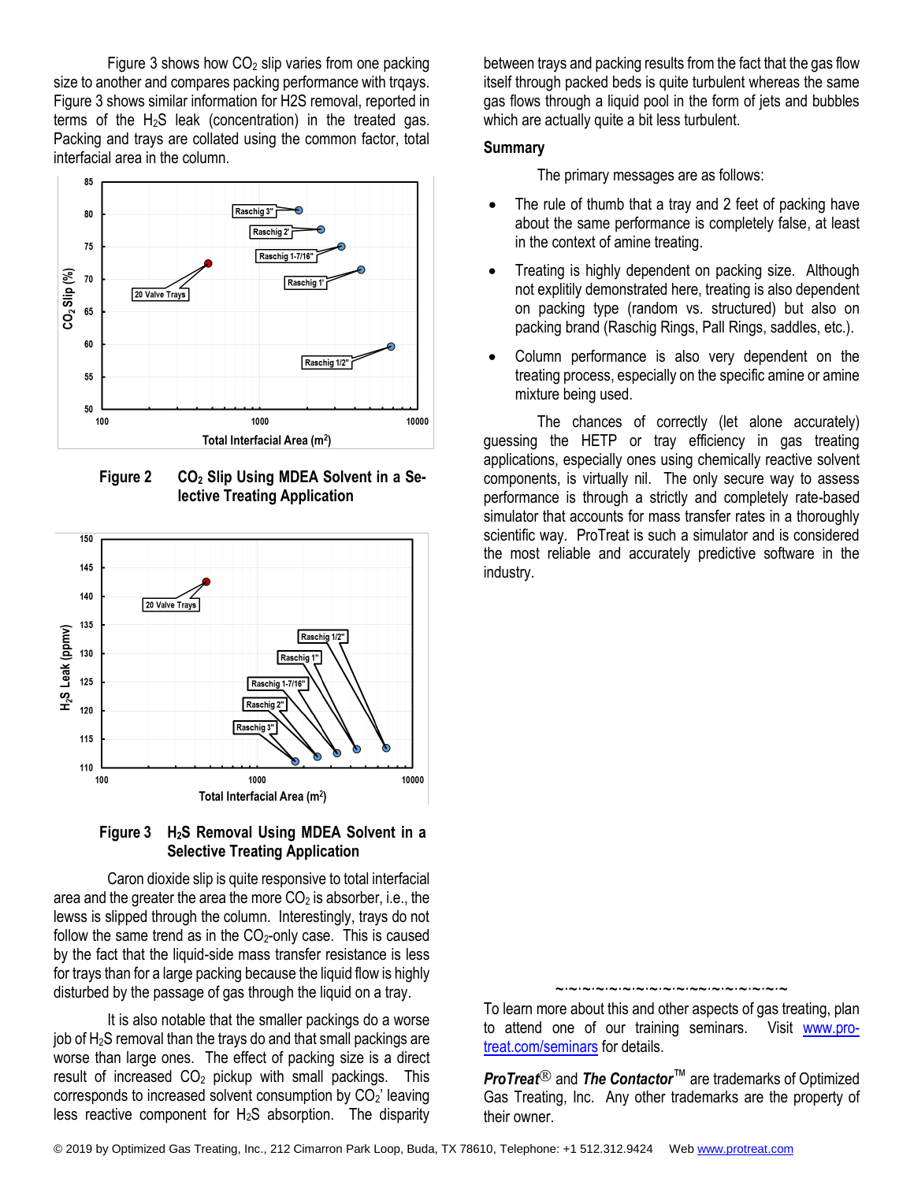Figure 3 shows how $CO_2$ slip varies from one packing size to another and compares packing performance with trqays. Figure 3 shows similar information for H2S removal, reported in terms of the $H_2S$ leak (concentration) in the treated gas. Packing and trays are collated using the common factor, total interfacial area in the column.

85
80
75
70
65
60
55
50
$CO_2$ Slip (%)
100
1000
10000
Total Interfacial Area ($m^2$)
Raschig 3"
Raschig 2"
Raschig 1-7/16"
Raschig 1"
20 Valve Trays
Raschig 1/2"

**Figure 2** **$CO_2$ Slip Using MDEA Solvent in a Selective Treating Application**

150
145
140
135
130
125
120
115
110
$H_2S$ Leak (ppmv)
100
1000
10000
Total Interfacial Area ($m^2$)
20 Valve Trays
Raschig 1/2"
Raschig 1"
Raschig 1-7/16"
Raschig 2"
Raschig 3"

**Figure 3** **$H_2S$ Removal Using MDEA Solvent in a Selective Treating Application**

Caron dioxide slip is quite responsive to total interfacial area and the greater the area the more $CO_2$ is absorber, i.e., the lewss is slipped through the column. Interestingly, trays do not follow the same trend as in the $CO_2$-only case. This is caused by the fact that the liquid-side mass transfer resistance is less for trays than for a large packing because the liquid flow is highly disturbed by the passage of gas through the liquid on a tray.

It is also notable that the smaller packings do a worse job of $H_2S$ removal than the trays do and that small packings are worse than large ones. The effect of packing size is a direct result of increased $CO_2$ pickup with small packings. This corresponds to increased solvent consumption by $CO_2$' leaving less reactive component for $H_2S$ absorption. The disparity between trays and packing results from the fact that the gas flow itself through packed beds is quite turbulent whereas the same gas flows through a liquid pool in the form of jets and bubbles which are actually quite a bit less turbulent.

## Summary

The primary messages are as follows:

- The rule of thumb that a tray and 2 feet of packing have about the same performance is completely false, at least in the context of amine treating.
- Treating is highly dependent on packing size. Although not explitily demonstrated here, treating is also dependent on packing type (random vs. structured) but also on packing brand (Raschig Rings, Pall Rings, saddles, etc.).
- Column performance is also very dependent on the treating process, especially on the specific amine or amine mixture being used.

The chances of correctly (let alone accurately) guessing the HETP or tray efficiency in gas treating applications, especially ones using chemically reactive solvent components, is virtually nil. The only secure way to assess performance is through a strictly and completely rate-based simulator that accounts for mass transfer rates in a thoroughly scientific way. ProTreat is such a simulator and is considered the most reliable and accurately predictive software in the industry.

~·~·~·~·~·~·~·~·~·~·~·~·~·~·~·~·~·~

To learn more about this and other aspects of gas treating, plan to attend one of our training seminars. Visit [www.protreat.com/seminars](www.protreat.com/seminars) for details.

***ProTreat***® and ***The Contactor***™ are trademarks of Optimized Gas Treating, Inc. Any other trademarks are the property of their owner.

© 2019 by Optimized Gas Treating, Inc., 212 Cimarron Park Loop, Buda, TX 78610, Telephone: +1 512.312.9424 Web [www.protreat.com](www.protreat.com)